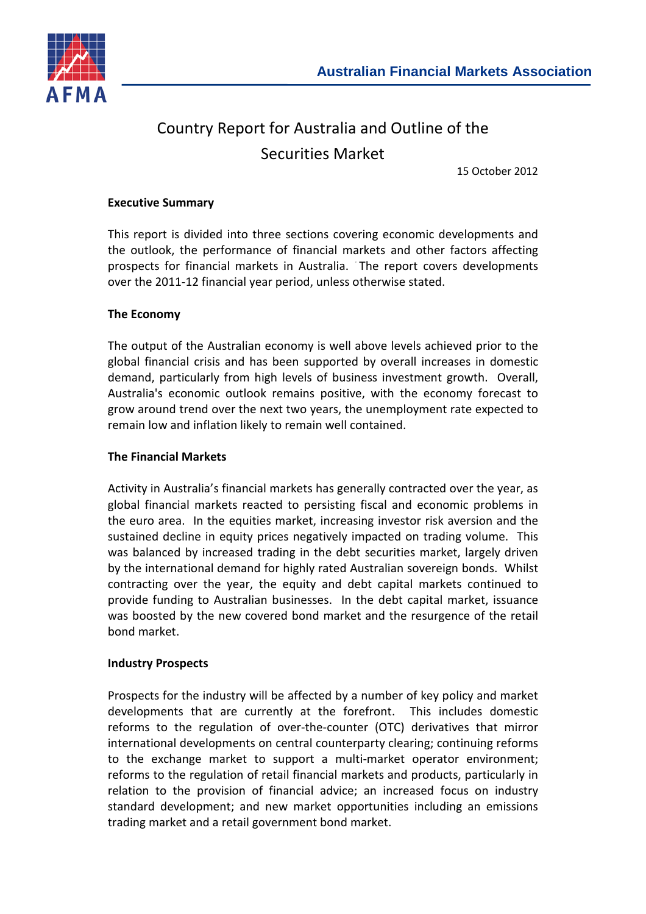Australian Financial Markets Association

# Country Report for Australia and Outline of the Securities Market

15 October 2012

**Executive Summary**

This report is divided into three sections covering economic developments and the outlook, the performance of financial markets and other factors affecting prospects for financial markets in Australia. The report covers developments over the 2011-12 financial year period, unless otherwise stated.

**The Economy**

The output of the Australian economy is well above levels achieved prior to the global financial crisis and has been supported by overall increases in domestic demand, particularly from high levels of business investment growth. Overall, Australia's economic outlook remains positive, with the economy forecast to grow around trend over the next two years, the unemployment rate expected to remain low and inflation likely to remain well contained.

**The Financial Markets**

Activity in Australia's financial markets has generally contracted over the year, as global financial markets reacted to persisting fiscal and economic problems in the euro area. In the equities market, increasing investor risk aversion and the sustained decline in equity prices negatively impacted on trading volume. This was balanced by increased trading in the debt securities market, largely driven by the international demand for highly rated Australian sovereign bonds. Whilst contracting over the year, the equity and debt capital markets continued to provide funding to Australian businesses. In the debt capital market, issuance was boosted by the new covered bond market and the resurgence of the retail bond market.

**Industry Prospects**

Prospects for the industry will be affected by a number of key policy and market developments that are currently at the forefront. This includes domestic reforms to the regulation of over-the-counter (OTC) derivatives that mirror international developments on central counterparty clearing; continuing reforms to the exchange market to support a multi-market operator environment; reforms to the regulation of retail financial markets and products, particularly in relation to the provision of financial advice; an increased focus on industry standard development; and new market opportunities including an emissions trading market and a retail government bond market.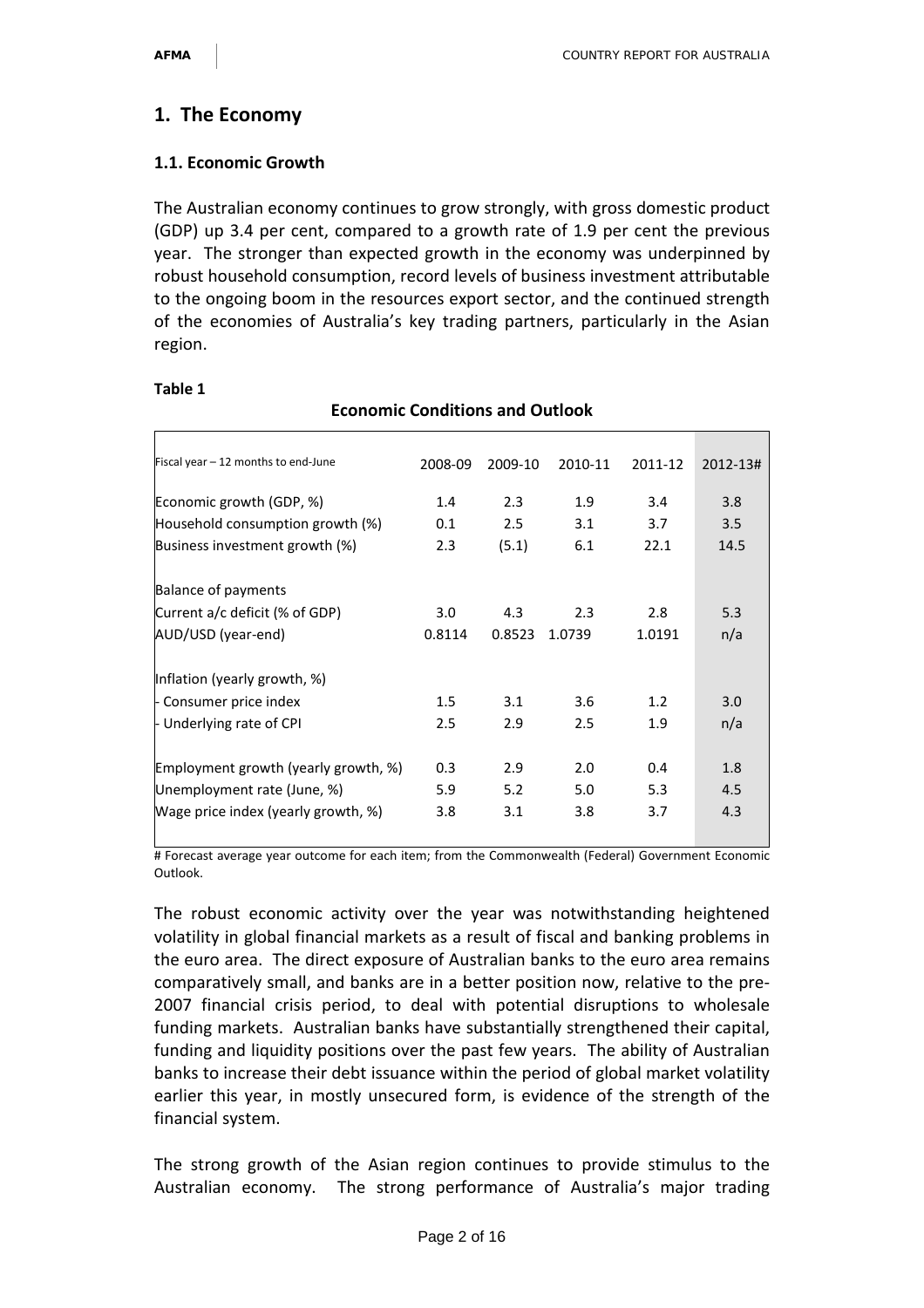## 1. The Economy

### 1.1. Economic Growth

The Australian economy continues to grow strongly, with gross domestic product (GDP) up 3.4 per cent, compared to a growth rate of 1.9 per cent the previous year. The stronger than expected growth in the economy was underpinned by robust household consumption, record levels of business investment attributable to the ongoing boom in the resources export sector, and the continued strength of the economies of Australia's key trading partners, particularly in the Asian region.

**Table 1**

**Economic Conditions and Outlook**

| Fiscal year – 12 months to end-June | 2008-09 | 2009-10 | 2010-11 | 2011-12 | 2012-13# |
|---|---|---|---|---|---|
| Economic growth (GDP, %) | 1.4 | 2.3 | 1.9 | 3.4 | 3.8 |
| Household consumption growth (%) | 0.1 | 2.5 | 3.1 | 3.7 | 3.5 |
| Business investment growth (%) | 2.3 | (5.1) | 6.1 | 22.1 | 14.5 |
| Balance of payments | | | | | |
| Current a/c deficit (% of GDP) | 3.0 | 4.3 | 2.3 | 2.8 | 5.3 |
| AUD/USD (year-end) | 0.8114 | 0.8523 | 1.0739 | 1.0191 | n/a |
| Inflation (yearly growth, %) | | | | | |
| - Consumer price index | 1.5 | 3.1 | 3.6 | 1.2 | 3.0 |
| - Underlying rate of CPI | 2.5 | 2.9 | 2.5 | 1.9 | n/a |
| Employment growth (yearly growth, %) | 0.3 | 2.9 | 2.0 | 0.4 | 1.8 |
| Unemployment rate (June, %) | 5.9 | 5.2 | 5.0 | 5.3 | 4.5 |
| Wage price index (yearly growth, %) | 3.8 | 3.1 | 3.8 | 3.7 | 4.3 |

# Forecast average year outcome for each item; from the Commonwealth (Federal) Government Economic Outlook.

The robust economic activity over the year was notwithstanding heightened volatility in global financial markets as a result of fiscal and banking problems in the euro area. The direct exposure of Australian banks to the euro area remains comparatively small, and banks are in a better position now, relative to the pre-2007 financial crisis period, to deal with potential disruptions to wholesale funding markets. Australian banks have substantially strengthened their capital, funding and liquidity positions over the past few years. The ability of Australian banks to increase their debt issuance within the period of global market volatility earlier this year, in mostly unsecured form, is evidence of the strength of the financial system.

The strong growth of the Asian region continues to provide stimulus to the Australian economy. The strong performance of Australia's major trading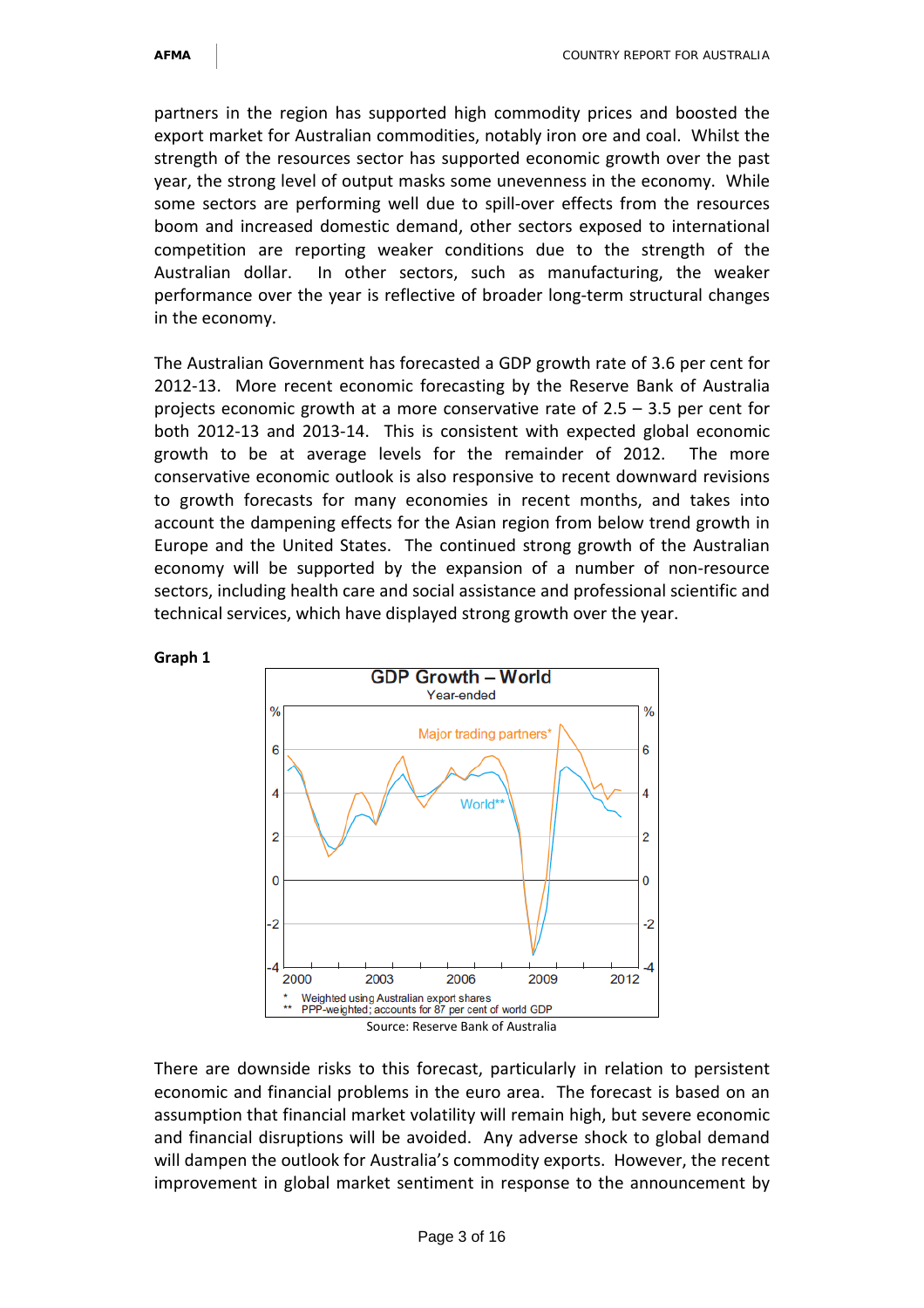partners in the region has supported high commodity prices and boosted the export market for Australian commodities, notably iron ore and coal. Whilst the strength of the resources sector has supported economic growth over the past year, the strong level of output masks some unevenness in the economy. While some sectors are performing well due to spill-over effects from the resources boom and increased domestic demand, other sectors exposed to international competition are reporting weaker conditions due to the strength of the Australian dollar. In other sectors, such as manufacturing, the weaker performance over the year is reflective of broader long-term structural changes in the economy.

The Australian Government has forecasted a GDP growth rate of 3.6 per cent for 2012-13. More recent economic forecasting by the Reserve Bank of Australia projects economic growth at a more conservative rate of 2.5 – 3.5 per cent for both 2012-13 and 2013-14. This is consistent with expected global economic growth to be at average levels for the remainder of 2012. The more conservative economic outlook is also responsive to recent downward revisions to growth forecasts for many economies in recent months, and takes into account the dampening effects for the Asian region from below trend growth in Europe and the United States. The continued strong growth of the Australian economy will be supported by the expansion of a number of non-resource sectors, including health care and social assistance and professional scientific and technical services, which have displayed strong growth over the year.

**Graph 1**

GDP Growth – World

Year-ended

\* Weighted using Australian export shares
\*\* PPP-weighted; accounts for 87 per cent of world GDP

Source: Reserve Bank of Australia

There are downside risks to this forecast, particularly in relation to persistent economic and financial problems in the euro area. The forecast is based on an assumption that financial market volatility will remain high, but severe economic and financial disruptions will be avoided. Any adverse shock to global demand will dampen the outlook for Australia's commodity exports. However, the recent improvement in global market sentiment in response to the announcement by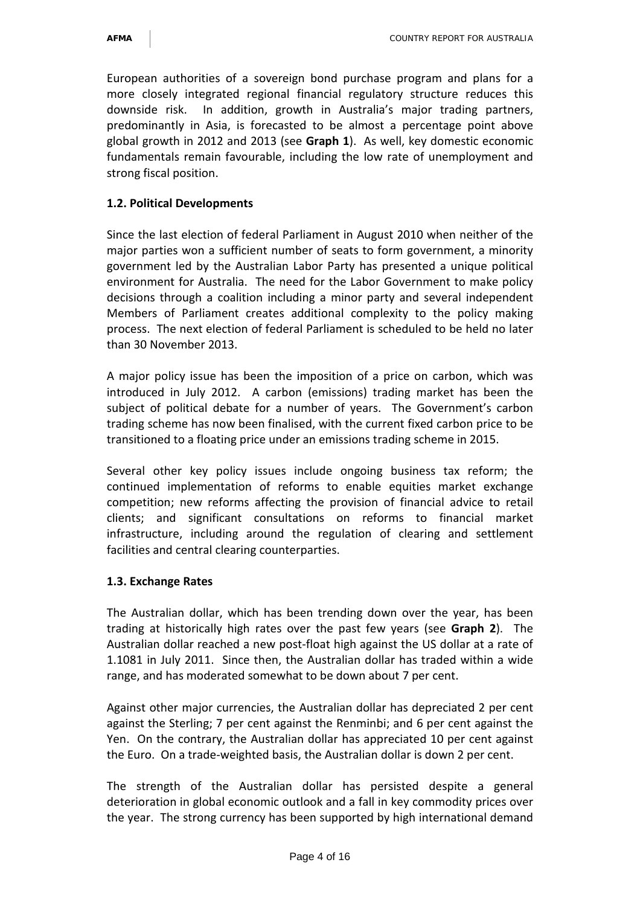European authorities of a sovereign bond purchase program and plans for a more closely integrated regional financial regulatory structure reduces this downside risk. In addition, growth in Australia's major trading partners, predominantly in Asia, is forecasted to be almost a percentage point above global growth in 2012 and 2013 (see **Graph 1**). As well, key domestic economic fundamentals remain favourable, including the low rate of unemployment and strong fiscal position.

### 1.2. Political Developments

Since the last election of federal Parliament in August 2010 when neither of the major parties won a sufficient number of seats to form government, a minority government led by the Australian Labor Party has presented a unique political environment for Australia. The need for the Labor Government to make policy decisions through a coalition including a minor party and several independent Members of Parliament creates additional complexity to the policy making process. The next election of federal Parliament is scheduled to be held no later than 30 November 2013.

A major policy issue has been the imposition of a price on carbon, which was introduced in July 2012. A carbon (emissions) trading market has been the subject of political debate for a number of years. The Government's carbon trading scheme has now been finalised, with the current fixed carbon price to be transitioned to a floating price under an emissions trading scheme in 2015.

Several other key policy issues include ongoing business tax reform; the continued implementation of reforms to enable equities market exchange competition; new reforms affecting the provision of financial advice to retail clients; and significant consultations on reforms to financial market infrastructure, including around the regulation of clearing and settlement facilities and central clearing counterparties.

### 1.3. Exchange Rates

The Australian dollar, which has been trending down over the year, has been trading at historically high rates over the past few years (see **Graph 2**). The Australian dollar reached a new post-float high against the US dollar at a rate of 1.1081 in July 2011. Since then, the Australian dollar has traded within a wide range, and has moderated somewhat to be down about 7 per cent.

Against other major currencies, the Australian dollar has depreciated 2 per cent against the Sterling; 7 per cent against the Renminbi; and 6 per cent against the Yen. On the contrary, the Australian dollar has appreciated 10 per cent against the Euro. On a trade-weighted basis, the Australian dollar is down 2 per cent.

The strength of the Australian dollar has persisted despite a general deterioration in global economic outlook and a fall in key commodity prices over the year. The strong currency has been supported by high international demand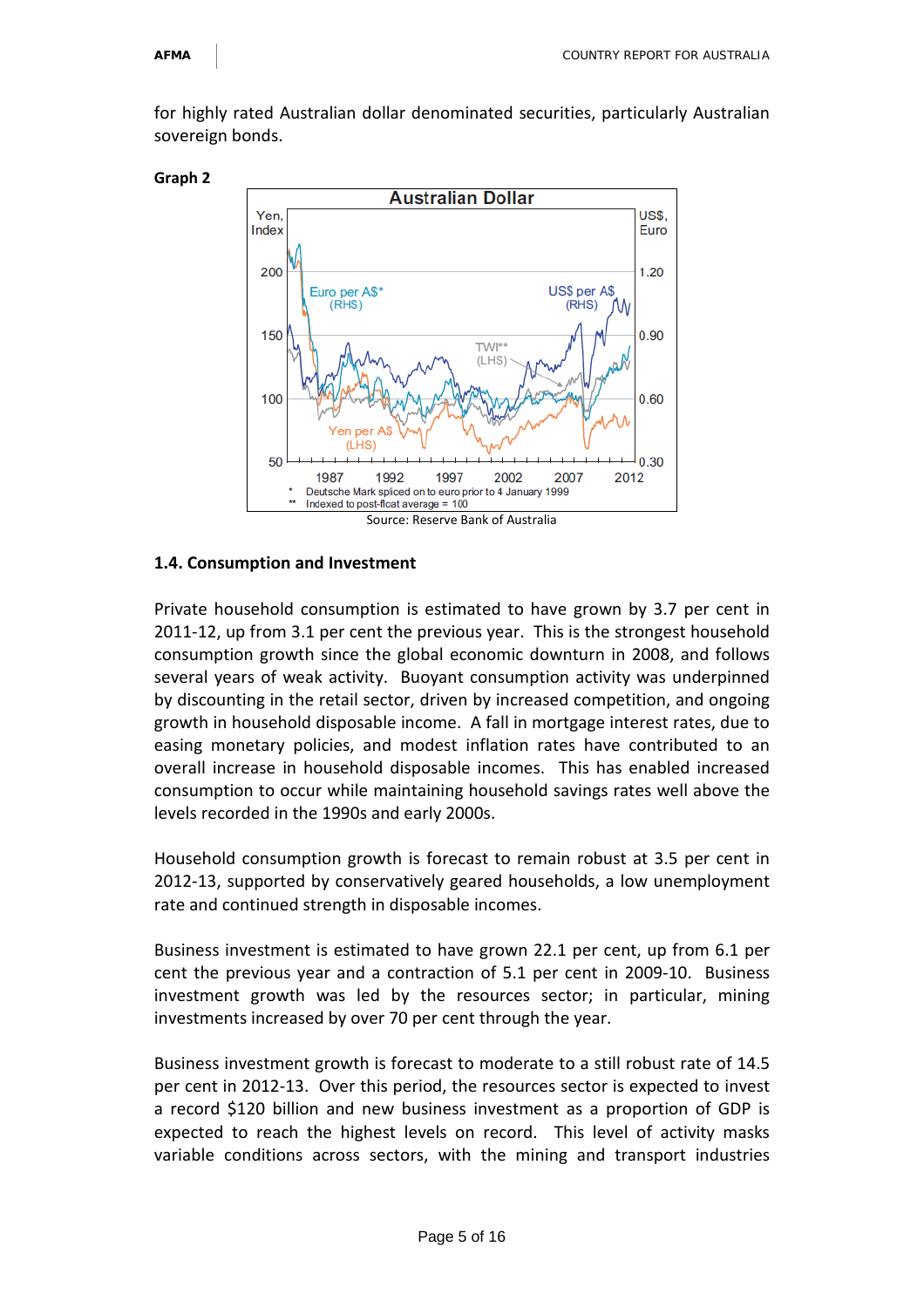for highly rated Australian dollar denominated securities, particularly Australian sovereign bonds.

**Graph 2**

Source: Reserve Bank of Australia

### 1.4. Consumption and Investment

Private household consumption is estimated to have grown by 3.7 per cent in 2011-12, up from 3.1 per cent the previous year. This is the strongest household consumption growth since the global economic downturn in 2008, and follows several years of weak activity. Buoyant consumption activity was underpinned by discounting in the retail sector, driven by increased competition, and ongoing growth in household disposable income. A fall in mortgage interest rates, due to easing monetary policies, and modest inflation rates have contributed to an overall increase in household disposable incomes. This has enabled increased consumption to occur while maintaining household savings rates well above the levels recorded in the 1990s and early 2000s.

Household consumption growth is forecast to remain robust at 3.5 per cent in 2012-13, supported by conservatively geared households, a low unemployment rate and continued strength in disposable incomes.

Business investment is estimated to have grown 22.1 per cent, up from 6.1 per cent the previous year and a contraction of 5.1 per cent in 2009-10. Business investment growth was led by the resources sector; in particular, mining investments increased by over 70 per cent through the year.

Business investment growth is forecast to moderate to a still robust rate of 14.5 per cent in 2012-13. Over this period, the resources sector is expected to invest a record $120 billion and new business investment as a proportion of GDP is expected to reach the highest levels on record. This level of activity masks variable conditions across sectors, with the mining and transport industries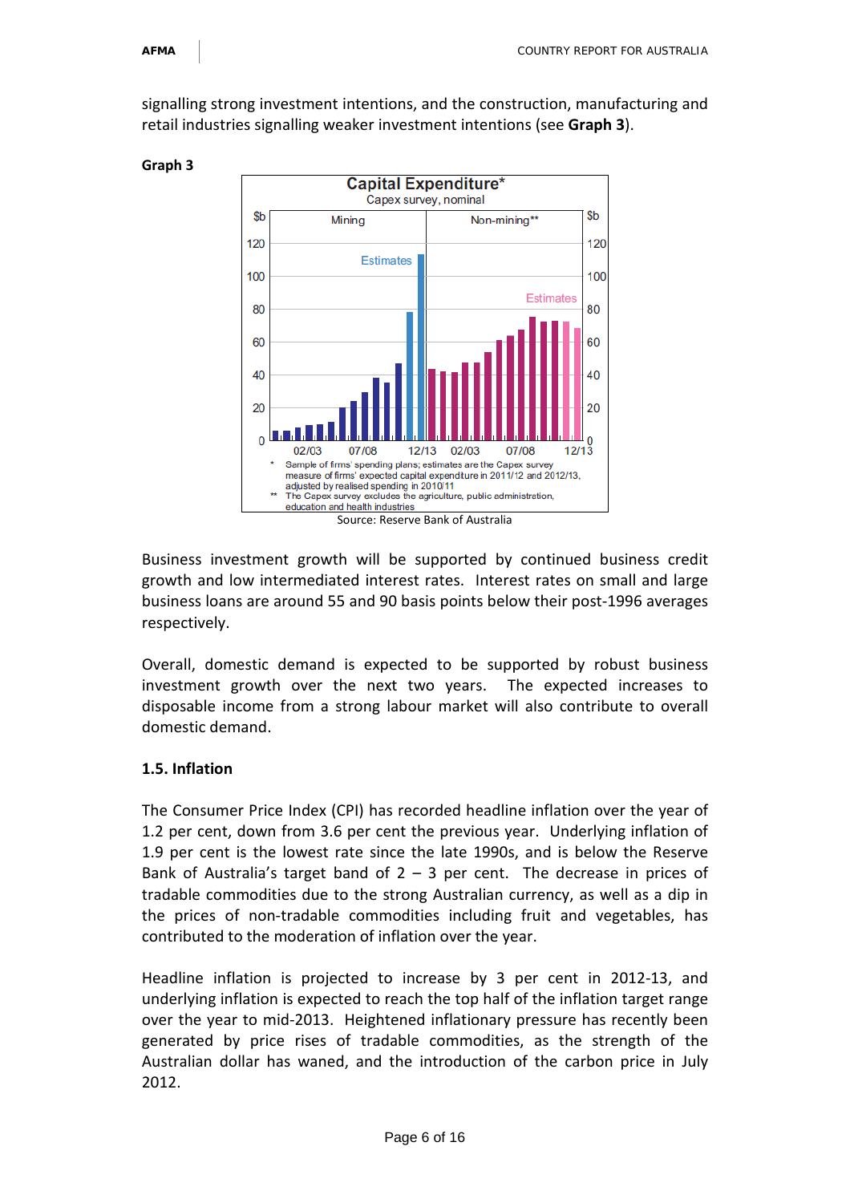signalling strong investment intentions, and the construction, manufacturing and retail industries signalling weaker investment intentions (see **Graph 3**).

**Graph 3**

Capital Expenditure*

Capex survey, nominal

\* Sample of firms' spending plans; estimates are the Capex survey measure of firms' expected capital expenditure in 2011/12 and 2012/13, adjusted by realised spending in 2010/11

\*\* The Capex survey excludes the agriculture, public administration, education and health industries

Source: Reserve Bank of Australia

Business investment growth will be supported by continued business credit growth and low intermediated interest rates. Interest rates on small and large business loans are around 55 and 90 basis points below their post-1996 averages respectively.

Overall, domestic demand is expected to be supported by robust business investment growth over the next two years. The expected increases to disposable income from a strong labour market will also contribute to overall domestic demand.

### 1.5. Inflation

The Consumer Price Index (CPI) has recorded headline inflation over the year of 1.2 per cent, down from 3.6 per cent the previous year. Underlying inflation of 1.9 per cent is the lowest rate since the late 1990s, and is below the Reserve Bank of Australia's target band of 2 – 3 per cent. The decrease in prices of tradable commodities due to the strong Australian currency, as well as a dip in the prices of non-tradable commodities including fruit and vegetables, has contributed to the moderation of inflation over the year.

Headline inflation is projected to increase by 3 per cent in 2012-13, and underlying inflation is expected to reach the top half of the inflation target range over the year to mid-2013. Heightened inflationary pressure has recently been generated by price rises of tradable commodities, as the strength of the Australian dollar has waned, and the introduction of the carbon price in July 2012.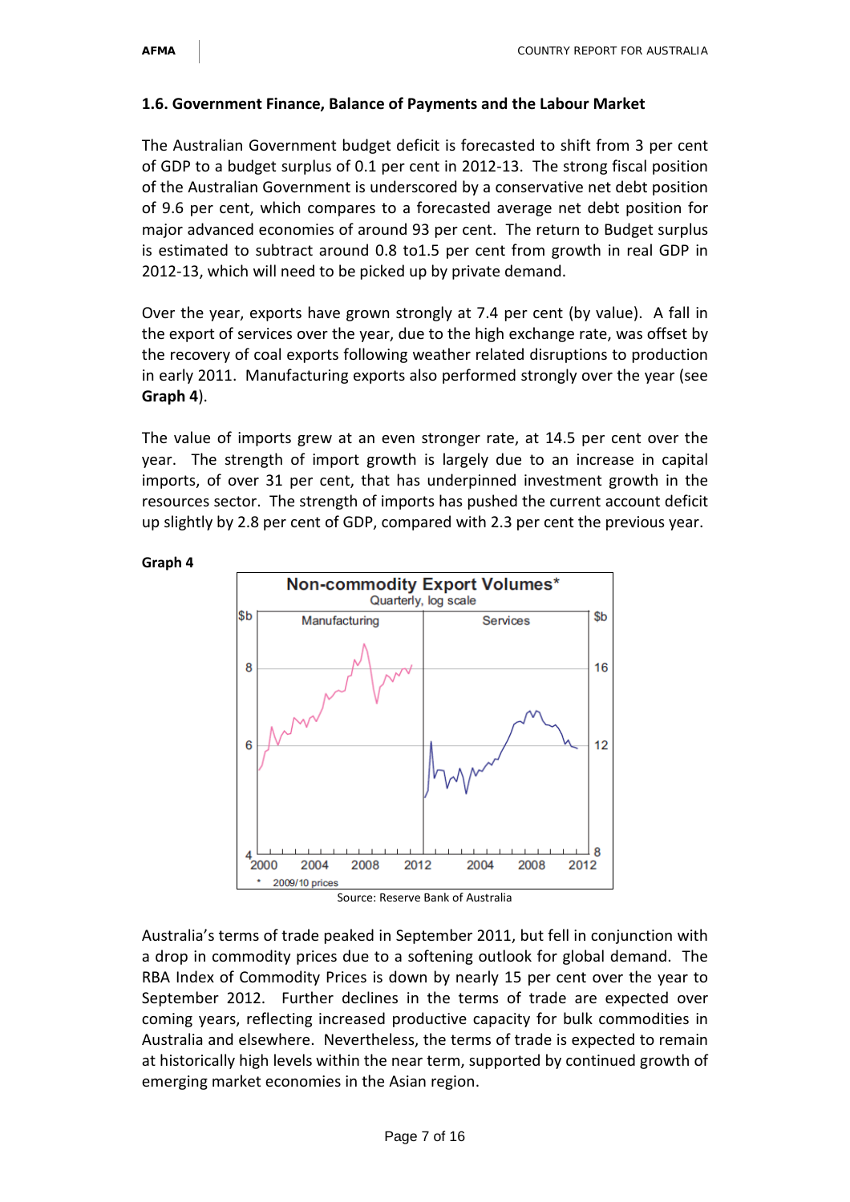### 1.6. Government Finance, Balance of Payments and the Labour Market

The Australian Government budget deficit is forecasted to shift from 3 per cent of GDP to a budget surplus of 0.1 per cent in 2012-13. The strong fiscal position of the Australian Government is underscored by a conservative net debt position of 9.6 per cent, which compares to a forecasted average net debt position for major advanced economies of around 93 per cent. The return to Budget surplus is estimated to subtract around 0.8 to1.5 per cent from growth in real GDP in 2012-13, which will need to be picked up by private demand.

Over the year, exports have grown strongly at 7.4 per cent (by value). A fall in the export of services over the year, due to the high exchange rate, was offset by the recovery of coal exports following weather related disruptions to production in early 2011. Manufacturing exports also performed strongly over the year (see **Graph 4**).

The value of imports grew at an even stronger rate, at 14.5 per cent over the year. The strength of import growth is largely due to an increase in capital imports, of over 31 per cent, that has underpinned investment growth in the resources sector. The strength of imports has pushed the current account deficit up slightly by 2.8 per cent of GDP, compared with 2.3 per cent the previous year.

**Graph 4**

Source: Reserve Bank of Australia

Australia's terms of trade peaked in September 2011, but fell in conjunction with a drop in commodity prices due to a softening outlook for global demand. The RBA Index of Commodity Prices is down by nearly 15 per cent over the year to September 2012. Further declines in the terms of trade are expected over coming years, reflecting increased productive capacity for bulk commodities in Australia and elsewhere. Nevertheless, the terms of trade is expected to remain at historically high levels within the near term, supported by continued growth of emerging market economies in the Asian region.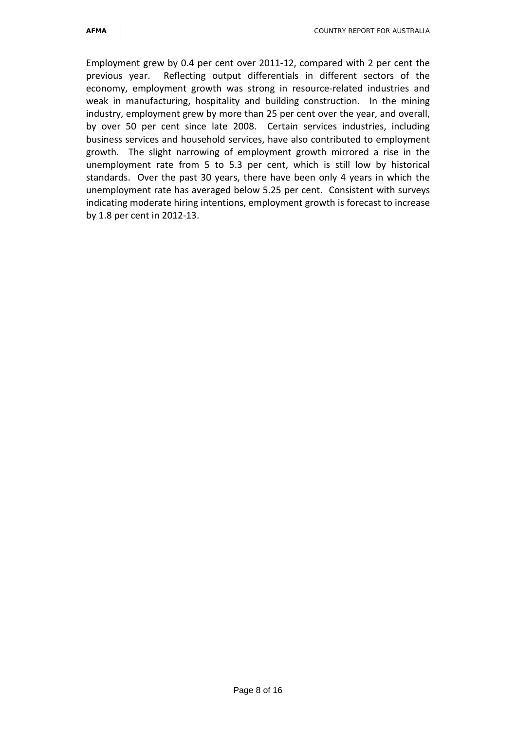Employment grew by 0.4 per cent over 2011-12, compared with 2 per cent the previous year. Reflecting output differentials in different sectors of the economy, employment growth was strong in resource-related industries and weak in manufacturing, hospitality and building construction. In the mining industry, employment grew by more than 25 per cent over the year, and overall, by over 50 per cent since late 2008. Certain services industries, including business services and household services, have also contributed to employment growth. The slight narrowing of employment growth mirrored a rise in the unemployment rate from 5 to 5.3 per cent, which is still low by historical standards. Over the past 30 years, there have been only 4 years in which the unemployment rate has averaged below 5.25 per cent. Consistent with surveys indicating moderate hiring intentions, employment growth is forecast to increase by 1.8 per cent in 2012-13.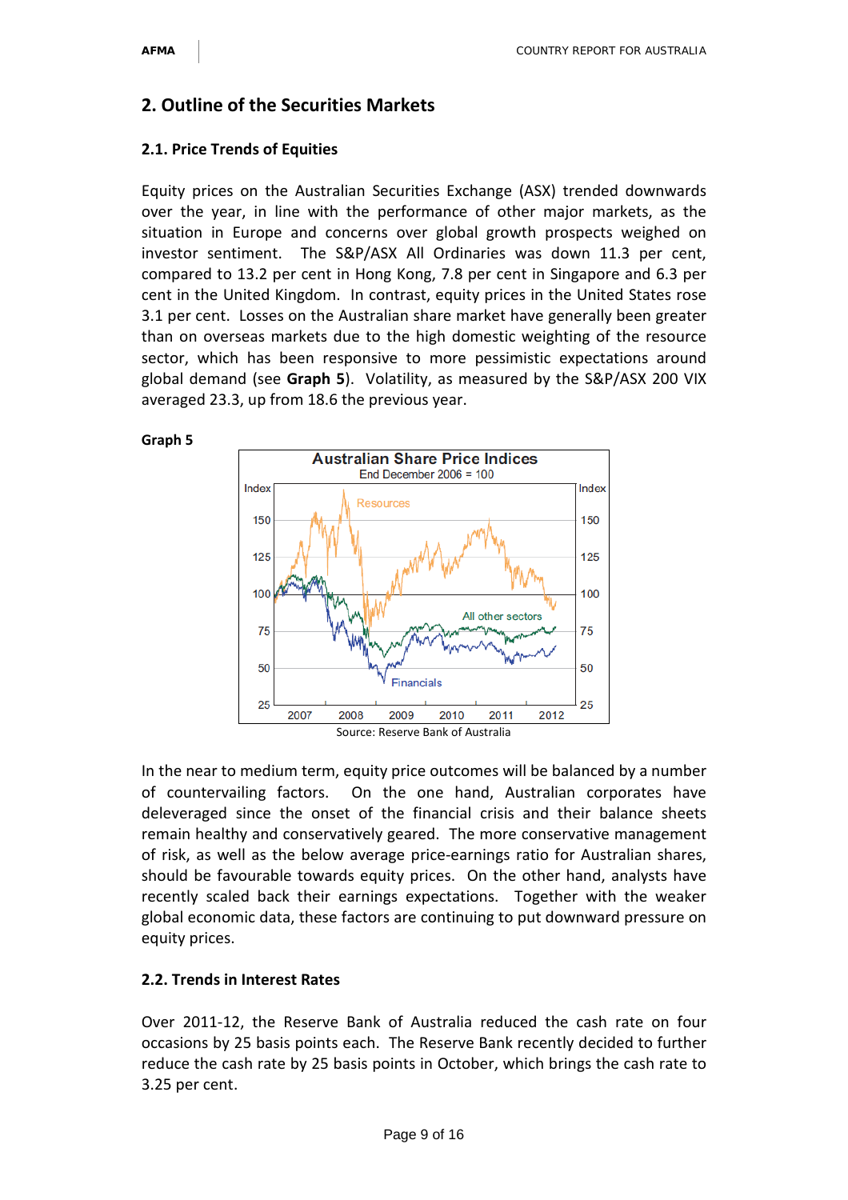## 2. Outline of the Securities Markets

### 2.1. Price Trends of Equities

Equity prices on the Australian Securities Exchange (ASX) trended downwards over the year, in line with the performance of other major markets, as the situation in Europe and concerns over global growth prospects weighed on investor sentiment. The S&P/ASX All Ordinaries was down 11.3 per cent, compared to 13.2 per cent in Hong Kong, 7.8 per cent in Singapore and 6.3 per cent in the United Kingdom. In contrast, equity prices in the United States rose 3.1 per cent. Losses on the Australian share market have generally been greater than on overseas markets due to the high domestic weighting of the resource sector, which has been responsive to more pessimistic expectations around global demand (see **Graph 5**). Volatility, as measured by the S&P/ASX 200 VIX averaged 23.3, up from 18.6 the previous year.

**Graph 5**

Australian Share Price Indices

End December 2006 = 100

Source: Reserve Bank of Australia

In the near to medium term, equity price outcomes will be balanced by a number of countervailing factors. On the one hand, Australian corporates have deleveraged since the onset of the financial crisis and their balance sheets remain healthy and conservatively geared. The more conservative management of risk, as well as the below average price-earnings ratio for Australian shares, should be favourable towards equity prices. On the other hand, analysts have recently scaled back their earnings expectations. Together with the weaker global economic data, these factors are continuing to put downward pressure on equity prices.

### 2.2. Trends in Interest Rates

Over 2011-12, the Reserve Bank of Australia reduced the cash rate on four occasions by 25 basis points each. The Reserve Bank recently decided to further reduce the cash rate by 25 basis points in October, which brings the cash rate to 3.25 per cent.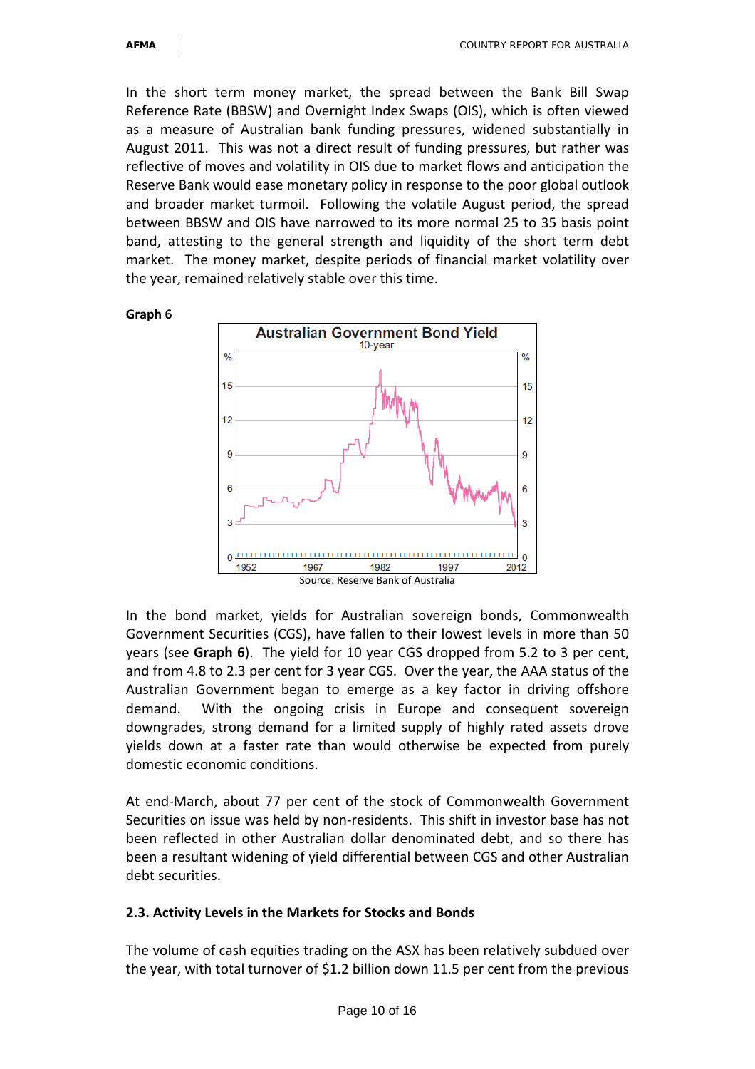In the short term money market, the spread between the Bank Bill Swap Reference Rate (BBSW) and Overnight Index Swaps (OIS), which is often viewed as a measure of Australian bank funding pressures, widened substantially in August 2011. This was not a direct result of funding pressures, but rather was reflective of moves and volatility in OIS due to market flows and anticipation the Reserve Bank would ease monetary policy in response to the poor global outlook and broader market turmoil. Following the volatile August period, the spread between BBSW and OIS have narrowed to its more normal 25 to 35 basis point band, attesting to the general strength and liquidity of the short term debt market. The money market, despite periods of financial market volatility over the year, remained relatively stable over this time.

**Graph 6**

Source: Reserve Bank of Australia

In the bond market, yields for Australian sovereign bonds, Commonwealth Government Securities (CGS), have fallen to their lowest levels in more than 50 years (see **Graph 6**). The yield for 10 year CGS dropped from 5.2 to 3 per cent, and from 4.8 to 2.3 per cent for 3 year CGS. Over the year, the AAA status of the Australian Government began to emerge as a key factor in driving offshore demand. With the ongoing crisis in Europe and consequent sovereign downgrades, strong demand for a limited supply of highly rated assets drove yields down at a faster rate than would otherwise be expected from purely domestic economic conditions.

At end-March, about 77 per cent of the stock of Commonwealth Government Securities on issue was held by non-residents. This shift in investor base has not been reflected in other Australian dollar denominated debt, and so there has been a resultant widening of yield differential between CGS and other Australian debt securities.

### 2.3. Activity Levels in the Markets for Stocks and Bonds

The volume of cash equities trading on the ASX has been relatively subdued over the year, with total turnover of $1.2 billion down 11.5 per cent from the previous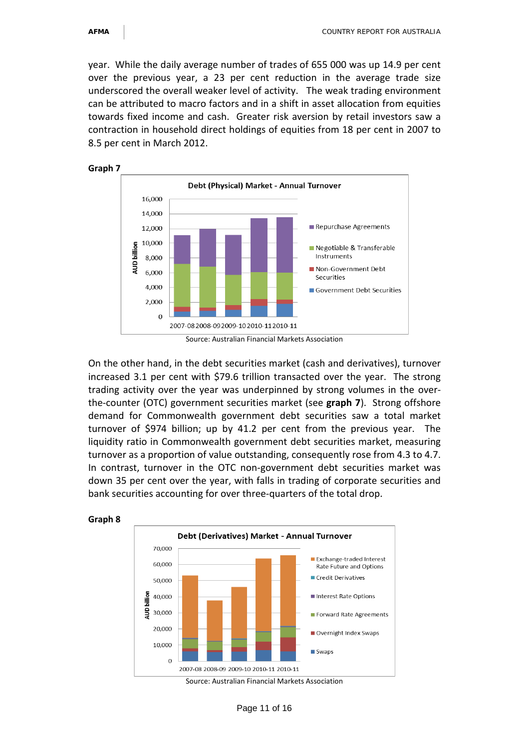year. While the daily average number of trades of 655 000 was up 14.9 per cent over the previous year, a 23 per cent reduction in the average trade size underscored the overall weaker level of activity. The weak trading environment can be attributed to macro factors and in a shift in asset allocation from equities towards fixed income and cash. Greater risk aversion by retail investors saw a contraction in household direct holdings of equities from 18 per cent in 2007 to 8.5 per cent in March 2012.

**Graph 7**

Source: Australian Financial Markets Association

On the other hand, in the debt securities market (cash and derivatives), turnover increased 3.1 per cent with $79.6 trillion transacted over the year. The strong trading activity over the year was underpinned by strong volumes in the over-the-counter (OTC) government securities market (see **graph 7**). Strong offshore demand for Commonwealth government debt securities saw a total market turnover of $974 billion; up by 41.2 per cent from the previous year. The liquidity ratio in Commonwealth government debt securities market, measuring turnover as a proportion of value outstanding, consequently rose from 4.3 to 4.7. In contrast, turnover in the OTC non-government debt securities market was down 35 per cent over the year, with falls in trading of corporate securities and bank securities accounting for over three-quarters of the total drop.

**Graph 8**

Source: Australian Financial Markets Association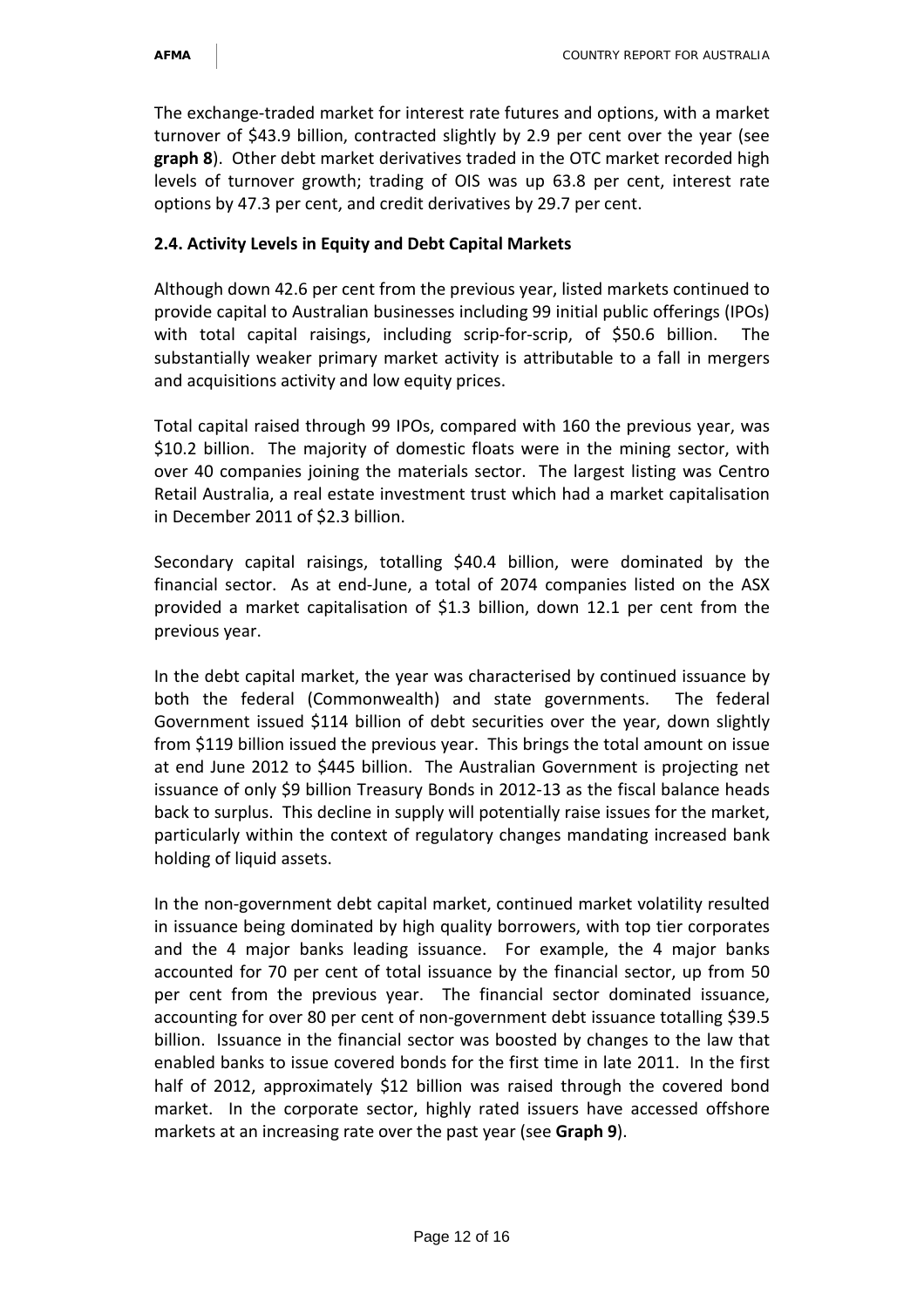The exchange-traded market for interest rate futures and options, with a market turnover of $43.9 billion, contracted slightly by 2.9 per cent over the year (see **graph 8**). Other debt market derivatives traded in the OTC market recorded high levels of turnover growth; trading of OIS was up 63.8 per cent, interest rate options by 47.3 per cent, and credit derivatives by 29.7 per cent.

### 2.4. Activity Levels in Equity and Debt Capital Markets

Although down 42.6 per cent from the previous year, listed markets continued to provide capital to Australian businesses including 99 initial public offerings (IPOs) with total capital raisings, including scrip-for-scrip, of $50.6 billion. The substantially weaker primary market activity is attributable to a fall in mergers and acquisitions activity and low equity prices.

Total capital raised through 99 IPOs, compared with 160 the previous year, was $10.2 billion. The majority of domestic floats were in the mining sector, with over 40 companies joining the materials sector. The largest listing was Centro Retail Australia, a real estate investment trust which had a market capitalisation in December 2011 of $2.3 billion.

Secondary capital raisings, totalling $40.4 billion, were dominated by the financial sector. As at end-June, a total of 2074 companies listed on the ASX provided a market capitalisation of $1.3 billion, down 12.1 per cent from the previous year.

In the debt capital market, the year was characterised by continued issuance by both the federal (Commonwealth) and state governments. The federal Government issued $114 billion of debt securities over the year, down slightly from $119 billion issued the previous year. This brings the total amount on issue at end June 2012 to $445 billion. The Australian Government is projecting net issuance of only $9 billion Treasury Bonds in 2012-13 as the fiscal balance heads back to surplus. This decline in supply will potentially raise issues for the market, particularly within the context of regulatory changes mandating increased bank holding of liquid assets.

In the non-government debt capital market, continued market volatility resulted in issuance being dominated by high quality borrowers, with top tier corporates and the 4 major banks leading issuance. For example, the 4 major banks accounted for 70 per cent of total issuance by the financial sector, up from 50 per cent from the previous year. The financial sector dominated issuance, accounting for over 80 per cent of non-government debt issuance totalling $39.5 billion. Issuance in the financial sector was boosted by changes to the law that enabled banks to issue covered bonds for the first time in late 2011. In the first half of 2012, approximately $12 billion was raised through the covered bond market. In the corporate sector, highly rated issuers have accessed offshore markets at an increasing rate over the past year (see **Graph 9**).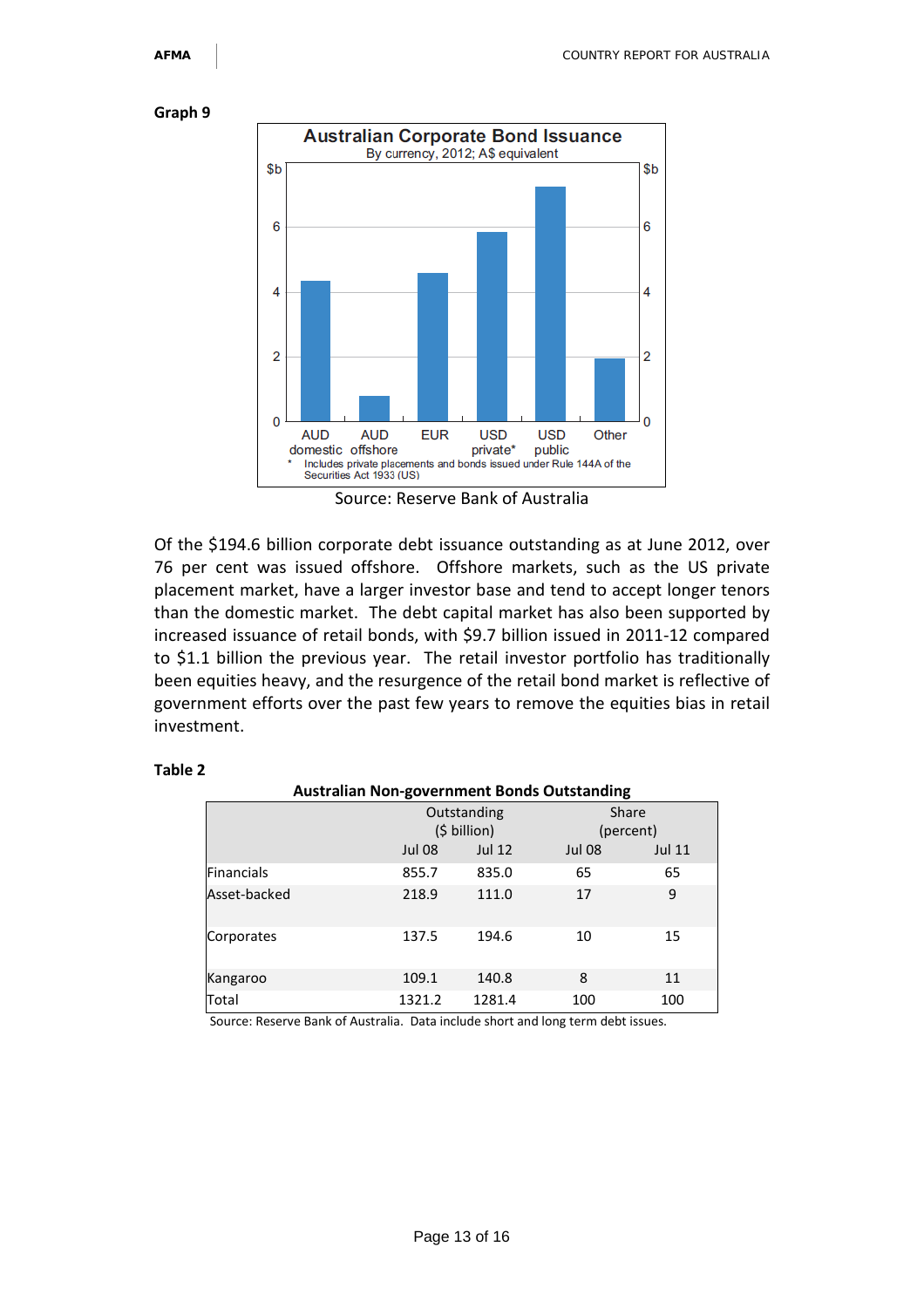**Graph 9**

Australian Corporate Bond Issuance
By currency, 2012; A$ equivalent

| Currency | $b (approx.) |
|---|---|
| AUD domestic | 4.3 |
| AUD offshore | 0.8 |
| EUR | 4.6 |
| USD private* | 5.8 |
| USD public | 7.2 |
| Other | 1.9 |

\* Includes private placements and bonds issued under Rule 144A of the Securities Act 1933 (US)

Source: Reserve Bank of Australia

Of the $194.6 billion corporate debt issuance outstanding as at June 2012, over 76 per cent was issued offshore. Offshore markets, such as the US private placement market, have a larger investor base and tend to accept longer tenors than the domestic market. The debt capital market has also been supported by increased issuance of retail bonds, with $9.7 billion issued in 2011-12 compared to $1.1 billion the previous year. The retail investor portfolio has traditionally been equities heavy, and the resurgence of the retail bond market is reflective of government efforts over the past few years to remove the equities bias in retail investment.

**Table 2**

**Australian Non-government Bonds Outstanding**

| | Outstanding ($ billion) | | Share (percent) | |
|---|---|---|---|---|
| | Jul 08 | Jul 12 | Jul 08 | Jul 11 |
| Financials | 855.7 | 835.0 | 65 | 65 |
| Asset-backed | 218.9 | 111.0 | 17 | 9 |
| Corporates | 137.5 | 194.6 | 10 | 15 |
| Kangaroo | 109.1 | 140.8 | 8 | 11 |
| Total | 1321.2 | 1281.4 | 100 | 100 |

Source: Reserve Bank of Australia. Data include short and long term debt issues.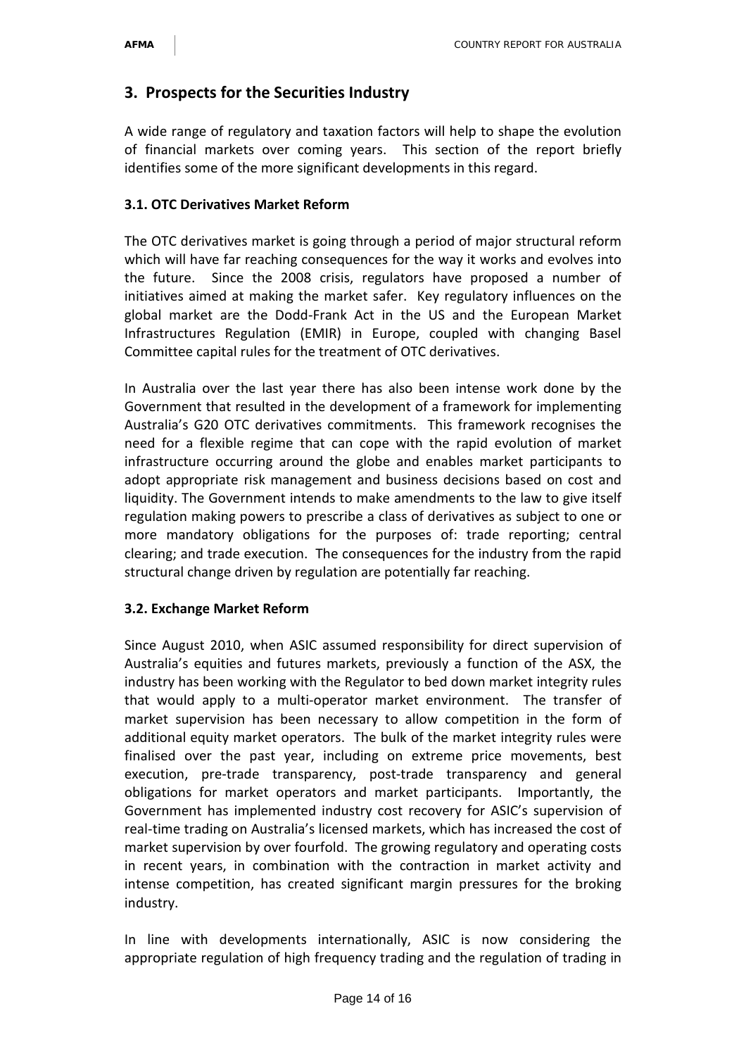## 3. Prospects for the Securities Industry

A wide range of regulatory and taxation factors will help to shape the evolution of financial markets over coming years. This section of the report briefly identifies some of the more significant developments in this regard.

### 3.1. OTC Derivatives Market Reform

The OTC derivatives market is going through a period of major structural reform which will have far reaching consequences for the way it works and evolves into the future. Since the 2008 crisis, regulators have proposed a number of initiatives aimed at making the market safer. Key regulatory influences on the global market are the Dodd-Frank Act in the US and the European Market Infrastructures Regulation (EMIR) in Europe, coupled with changing Basel Committee capital rules for the treatment of OTC derivatives.

In Australia over the last year there has also been intense work done by the Government that resulted in the development of a framework for implementing Australia's G20 OTC derivatives commitments. This framework recognises the need for a flexible regime that can cope with the rapid evolution of market infrastructure occurring around the globe and enables market participants to adopt appropriate risk management and business decisions based on cost and liquidity. The Government intends to make amendments to the law to give itself regulation making powers to prescribe a class of derivatives as subject to one or more mandatory obligations for the purposes of: trade reporting; central clearing; and trade execution. The consequences for the industry from the rapid structural change driven by regulation are potentially far reaching.

### 3.2. Exchange Market Reform

Since August 2010, when ASIC assumed responsibility for direct supervision of Australia's equities and futures markets, previously a function of the ASX, the industry has been working with the Regulator to bed down market integrity rules that would apply to a multi-operator market environment. The transfer of market supervision has been necessary to allow competition in the form of additional equity market operators. The bulk of the market integrity rules were finalised over the past year, including on extreme price movements, best execution, pre-trade transparency, post-trade transparency and general obligations for market operators and market participants. Importantly, the Government has implemented industry cost recovery for ASIC's supervision of real-time trading on Australia's licensed markets, which has increased the cost of market supervision by over fourfold. The growing regulatory and operating costs in recent years, in combination with the contraction in market activity and intense competition, has created significant margin pressures for the broking industry.

In line with developments internationally, ASIC is now considering the appropriate regulation of high frequency trading and the regulation of trading in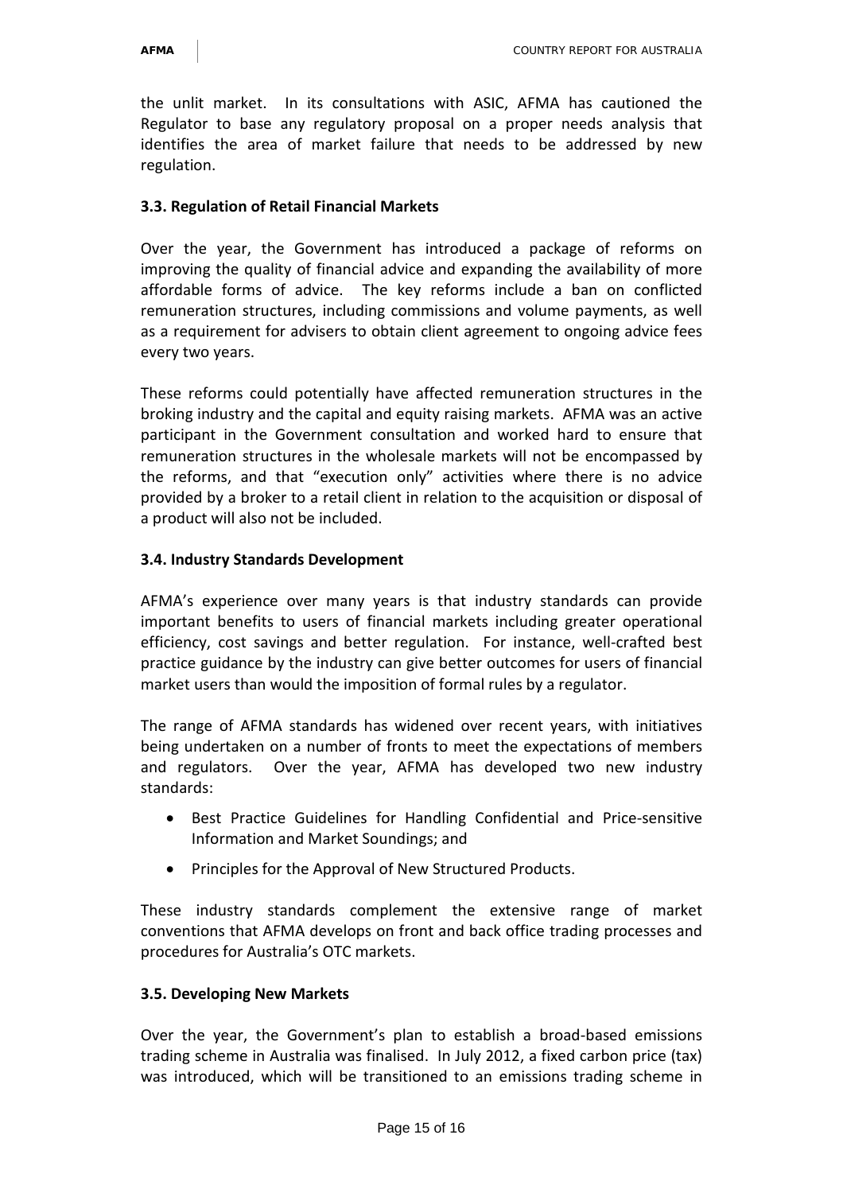the unlit market. In its consultations with ASIC, AFMA has cautioned the Regulator to base any regulatory proposal on a proper needs analysis that identifies the area of market failure that needs to be addressed by new regulation.

### 3.3. Regulation of Retail Financial Markets

Over the year, the Government has introduced a package of reforms on improving the quality of financial advice and expanding the availability of more affordable forms of advice. The key reforms include a ban on conflicted remuneration structures, including commissions and volume payments, as well as a requirement for advisers to obtain client agreement to ongoing advice fees every two years.

These reforms could potentially have affected remuneration structures in the broking industry and the capital and equity raising markets. AFMA was an active participant in the Government consultation and worked hard to ensure that remuneration structures in the wholesale markets will not be encompassed by the reforms, and that "execution only" activities where there is no advice provided by a broker to a retail client in relation to the acquisition or disposal of a product will also not be included.

### 3.4. Industry Standards Development

AFMA's experience over many years is that industry standards can provide important benefits to users of financial markets including greater operational efficiency, cost savings and better regulation. For instance, well-crafted best practice guidance by the industry can give better outcomes for users of financial market users than would the imposition of formal rules by a regulator.

The range of AFMA standards has widened over recent years, with initiatives being undertaken on a number of fronts to meet the expectations of members and regulators. Over the year, AFMA has developed two new industry standards:

- Best Practice Guidelines for Handling Confidential and Price-sensitive Information and Market Soundings; and
- Principles for the Approval of New Structured Products.

These industry standards complement the extensive range of market conventions that AFMA develops on front and back office trading processes and procedures for Australia's OTC markets.

### 3.5. Developing New Markets

Over the year, the Government's plan to establish a broad-based emissions trading scheme in Australia was finalised. In July 2012, a fixed carbon price (tax) was introduced, which will be transitioned to an emissions trading scheme in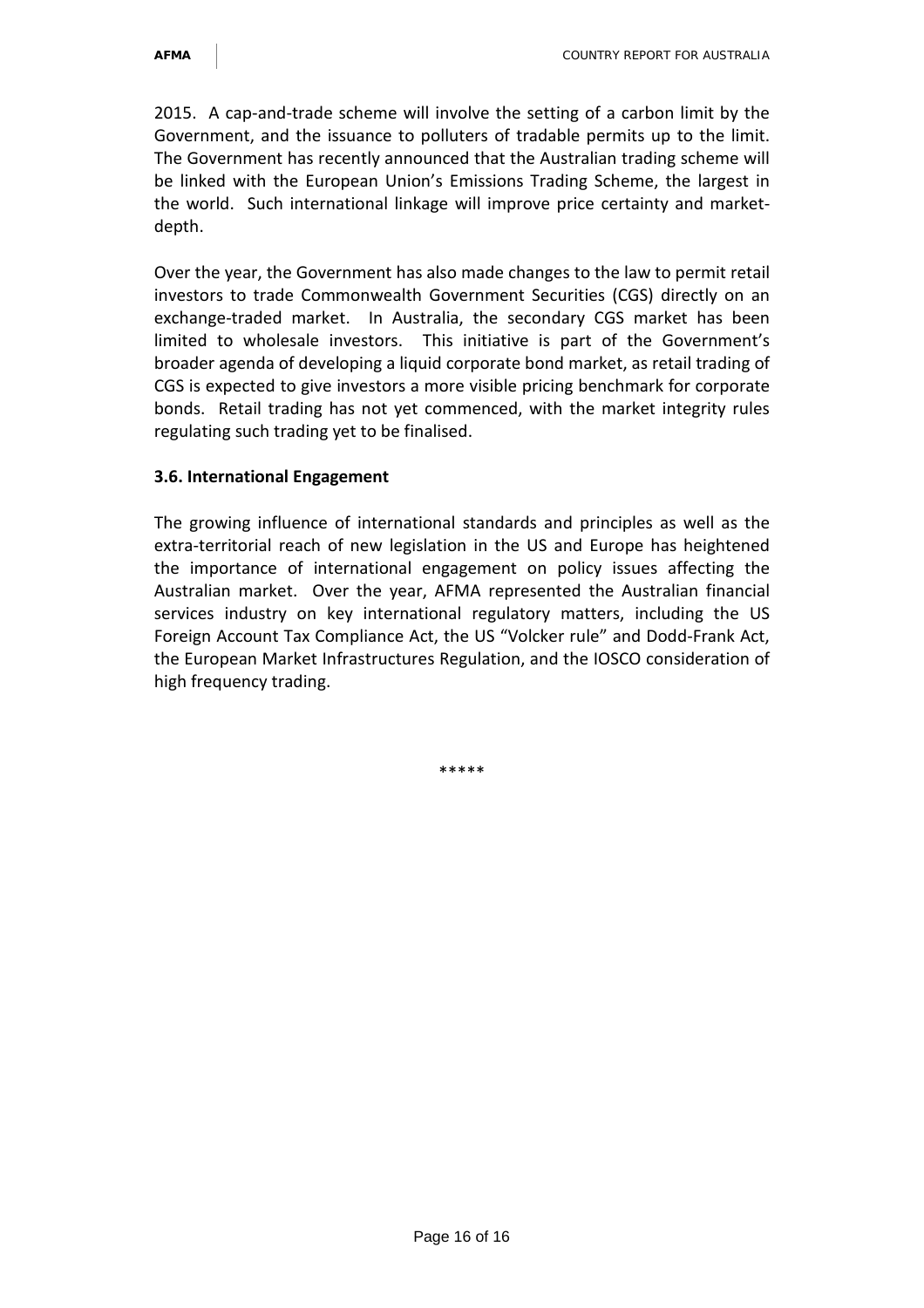2015. A cap-and-trade scheme will involve the setting of a carbon limit by the Government, and the issuance to polluters of tradable permits up to the limit. The Government has recently announced that the Australian trading scheme will be linked with the European Union's Emissions Trading Scheme, the largest in the world. Such international linkage will improve price certainty and market-depth.

Over the year, the Government has also made changes to the law to permit retail investors to trade Commonwealth Government Securities (CGS) directly on an exchange-traded market. In Australia, the secondary CGS market has been limited to wholesale investors. This initiative is part of the Government's broader agenda of developing a liquid corporate bond market, as retail trading of CGS is expected to give investors a more visible pricing benchmark for corporate bonds. Retail trading has not yet commenced, with the market integrity rules regulating such trading yet to be finalised.

### 3.6. International Engagement

The growing influence of international standards and principles as well as the extra-territorial reach of new legislation in the US and Europe has heightened the importance of international engagement on policy issues affecting the Australian market. Over the year, AFMA represented the Australian financial services industry on key international regulatory matters, including the US Foreign Account Tax Compliance Act, the US "Volcker rule" and Dodd-Frank Act, the European Market Infrastructures Regulation, and the IOSCO consideration of high frequency trading.

*****